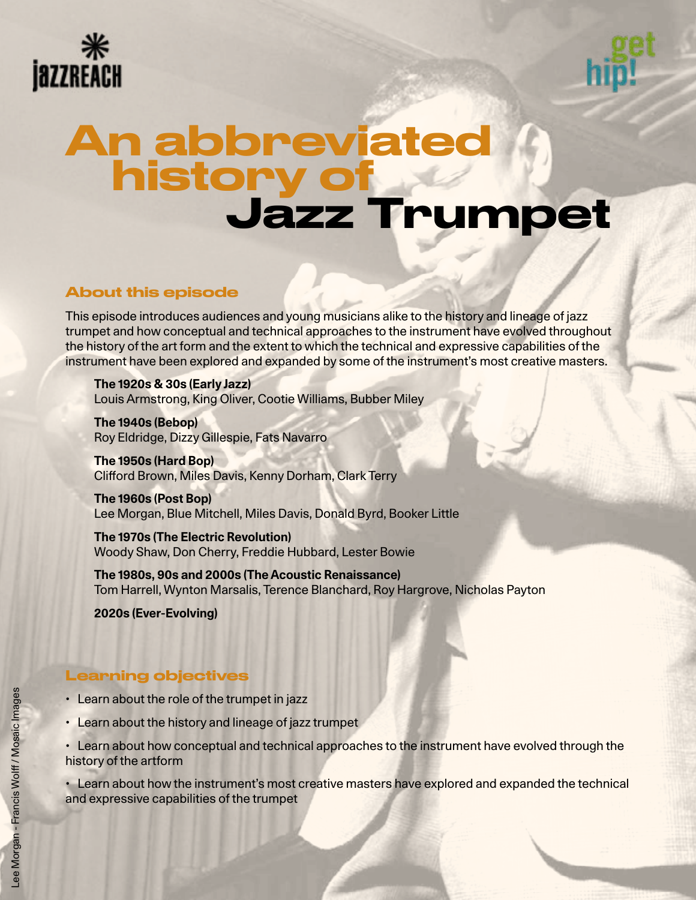jazzreach

get hip!

# An abbreviated history of Jazz Trumpet

## About this episode

This episode introduces audiences and young musicians alike to the history and lineage of jazz trumpet and how conceptual and technical approaches to the instrument have evolved throughout the history of the art form and the extent to which the technical and expressive capabilities of the instrument have been explored and expanded by some of the instrument's most creative masters.

**The 1920s & 30s (Early Jazz)**
Louis Armstrong, King Oliver, Cootie Williams, Bubber Miley

**The 1940s (Bebop)**
Roy Eldridge, Dizzy Gillespie, Fats Navarro

**The 1950s (Hard Bop)**
Clifford Brown, Miles Davis, Kenny Dorham, Clark Terry

**The 1960s (Post Bop)**
Lee Morgan, Blue Mitchell, Miles Davis, Donald Byrd, Booker Little

**The 1970s (The Electric Revolution)**
Woody Shaw, Don Cherry, Freddie Hubbard, Lester Bowie

**The 1980s, 90s and 2000s (The Acoustic Renaissance)**
Tom Harrell, Wynton Marsalis, Terence Blanchard, Roy Hargrove, Nicholas Payton

**2020s (Ever-Evolving)**

## Learning objectives

- Learn about the role of the trumpet in jazz
- Learn about the history and lineage of jazz trumpet
- Learn about how conceptual and technical approaches to the instrument have evolved through the history of the artform
- Learn about how the instrument's most creative masters have explored and expanded the technical and expressive capabilities of the trumpet

Lee Morgan - Francis Wolff / Mosaic Images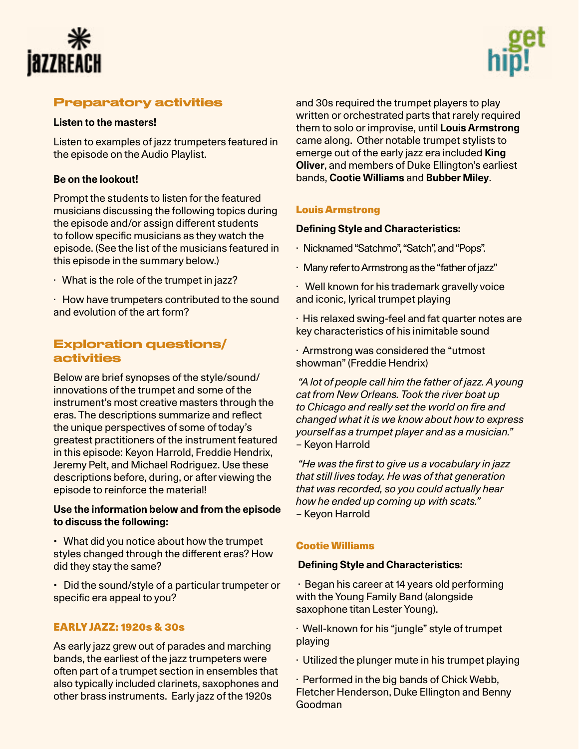## Preparatory activities

**Listen to the masters!**

Listen to examples of jazz trumpeters featured in the episode on the Audio Playlist.

**Be on the lookout!**

Prompt the students to listen for the featured musicians discussing the following topics during the episode and/or assign different students to follow specific musicians as they watch the episode. (See the list of the musicians featured in this episode in the summary below.)

- What is the role of the trumpet in jazz?
- How have trumpeters contributed to the sound and evolution of the art form?

## Exploration questions/activities

Below are brief synopses of the style/sound/innovations of the trumpet and some of the instrument's most creative masters through the eras. The descriptions summarize and reflect the unique perspectives of some of today's greatest practitioners of the instrument featured in this episode: Keyon Harrold, Freddie Hendrix, Jeremy Pelt, and Michael Rodriguez. Use these descriptions before, during, or after viewing the episode to reinforce the material!

**Use the information below and from the episode to discuss the following:**

- What did you notice about how the trumpet styles changed through the different eras? How did they stay the same?
- Did the sound/style of a particular trumpeter or specific era appeal to you?

### EARLY JAZZ: 1920s & 30s

As early jazz grew out of parades and marching bands, the earliest of the jazz trumpeters were often part of a trumpet section in ensembles that also typically included clarinets, saxophones and other brass instruments. Early jazz of the 1920s and 30s required the trumpet players to play written or orchestrated parts that rarely required them to solo or improvise, until **Louis Armstrong** came along. Other notable trumpet stylists to emerge out of the early jazz era included **King Oliver**, and members of Duke Ellington's earliest bands, **Cootie Williams** and **Bubber Miley**.

### Louis Armstrong

**Defining Style and Characteristics:**

- Nicknamed "Satchmo", "Satch", and "Pops".
- Many refer to Armstrong as the "father of jazz"
- Well known for his trademark gravelly voice and iconic, lyrical trumpet playing
- His relaxed swing-feel and fat quarter notes are key characteristics of his inimitable sound
- Armstrong was considered the "utmost showman" (Freddie Hendrix)

*"A lot of people call him the father of jazz. A young cat from New Orleans. Took the river boat up to Chicago and really set the world on fire and changed what it is we know about how to express yourself as a trumpet player and as a musician."*
– Keyon Harrold

*"He was the first to give us a vocabulary in jazz that still lives today. He was of that generation that was recorded, so you could actually hear how he ended up coming up with scats."*
– Keyon Harrold

### Cootie Williams

**Defining Style and Characteristics:**

- Began his career at 14 years old performing with the Young Family Band (alongside saxophone titan Lester Young).
- Well-known for his "jungle" style of trumpet playing
- Utilized the plunger mute in his trumpet playing
- Performed in the big bands of Chick Webb, Fletcher Henderson, Duke Ellington and Benny Goodman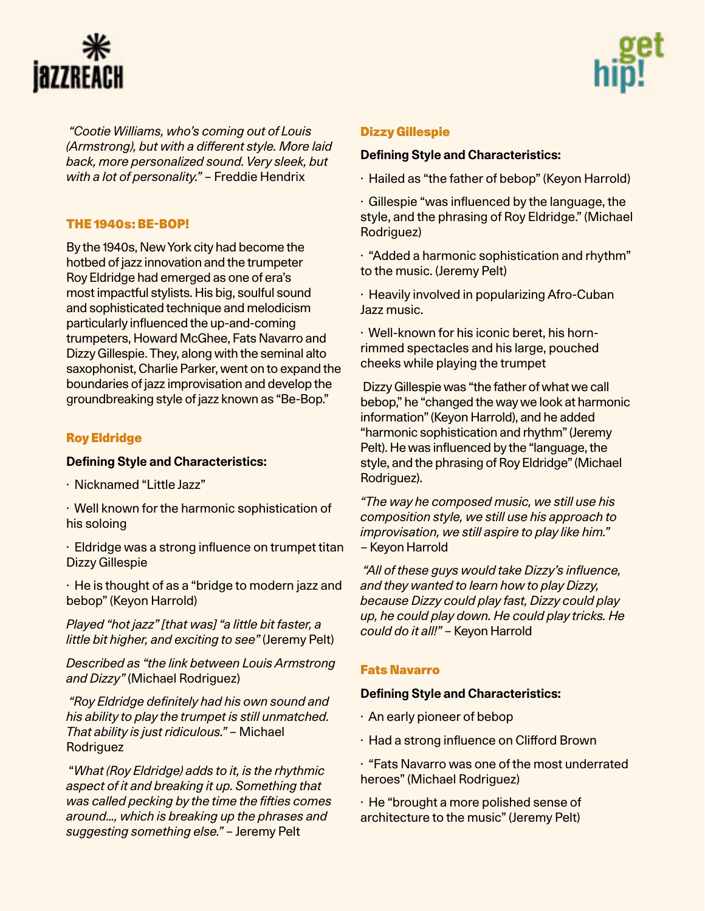*"Cootie Williams, who's coming out of Louis (Armstrong), but with a different style. More laid back, more personalized sound. Very sleek, but with a lot of personality."* – Freddie Hendrix

## THE 1940s: BE-BOP!

By the 1940s, New York city had become the hotbed of jazz innovation and the trumpeter Roy Eldridge had emerged as one of era's most impactful stylists. His big, soulful sound and sophisticated technique and melodicism particularly influenced the up-and-coming trumpeters, Howard McGhee, Fats Navarro and Dizzy Gillespie. They, along with the seminal alto saxophonist, Charlie Parker, went on to expand the boundaries of jazz improvisation and develop the groundbreaking style of jazz known as "Be-Bop."

### Roy Eldridge

**Defining Style and Characteristics:**

· Nicknamed "Little Jazz"

· Well known for the harmonic sophistication of his soloing

· Eldridge was a strong influence on trumpet titan Dizzy Gillespie

· He is thought of as a "bridge to modern jazz and bebop" (Keyon Harrold)

*Played "hot jazz" [that was] "a little bit faster, a little bit higher, and exciting to see"* (Jeremy Pelt)

*Described as "the link between Louis Armstrong and Dizzy"* (Michael Rodriguez)

*"Roy Eldridge definitely had his own sound and his ability to play the trumpet is still unmatched. That ability is just ridiculous."* – Michael Rodriguez

"*What (Roy Eldridge) adds to it, is the rhythmic aspect of it and breaking it up. Something that was called pecking by the time the fifties comes around..., which is breaking up the phrases and suggesting something else."* – Jeremy Pelt

### Dizzy Gillespie

**Defining Style and Characteristics:**

· Hailed as "the father of bebop" (Keyon Harrold)

· Gillespie "was influenced by the language, the style, and the phrasing of Roy Eldridge." (Michael Rodriguez)

· "Added a harmonic sophistication and rhythm" to the music. (Jeremy Pelt)

· Heavily involved in popularizing Afro-Cuban Jazz music.

· Well-known for his iconic beret, his horn-rimmed spectacles and his large, pouched cheeks while playing the trumpet

Dizzy Gillespie was "the father of what we call bebop," he "changed the way we look at harmonic information" (Keyon Harrold), and he added "harmonic sophistication and rhythm" (Jeremy Pelt). He was influenced by the "language, the style, and the phrasing of Roy Eldridge" (Michael Rodriguez).

*"The way he composed music, we still use his composition style, we still use his approach to improvisation, we still aspire to play like him."* – Keyon Harrold

*"All of these guys would take Dizzy's influence, and they wanted to learn how to play Dizzy, because Dizzy could play fast, Dizzy could play up, he could play down. He could play tricks. He could do it all!"* – Keyon Harrold

### Fats Navarro

**Defining Style and Characteristics:**

· An early pioneer of bebop

· Had a strong influence on Clifford Brown

· "Fats Navarro was one of the most underrated heroes" (Michael Rodriguez)

· He "brought a more polished sense of architecture to the music" (Jeremy Pelt)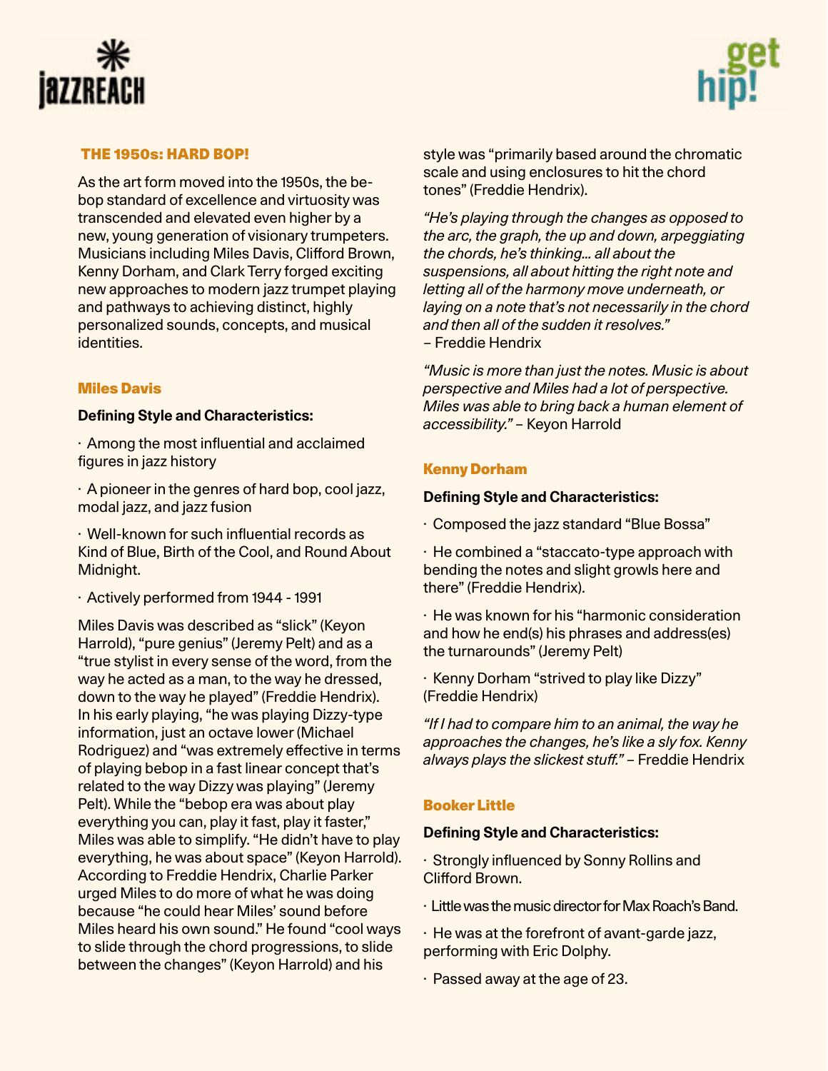## THE 1950s: HARD BOP!

As the art form moved into the 1950s, the bebop standard of excellence and virtuosity was transcended and elevated even higher by a new, young generation of visionary trumpeters. Musicians including Miles Davis, Clifford Brown, Kenny Dorham, and Clark Terry forged exciting new approaches to modern jazz trumpet playing and pathways to achieving distinct, highly personalized sounds, concepts, and musical identities.

### Miles Davis

**Defining Style and Characteristics:**

· Among the most influential and acclaimed figures in jazz history

· A pioneer in the genres of hard bop, cool jazz, modal jazz, and jazz fusion

· Well-known for such influential records as Kind of Blue, Birth of the Cool, and Round About Midnight.

· Actively performed from 1944 - 1991

Miles Davis was described as "slick" (Keyon Harrold), "pure genius" (Jeremy Pelt) and as a "true stylist in every sense of the word, from the way he acted as a man, to the way he dressed, down to the way he played" (Freddie Hendrix). In his early playing, "he was playing Dizzy-type information, just an octave lower (Michael Rodriguez) and "was extremely effective in terms of playing bebop in a fast linear concept that's related to the way Dizzy was playing" (Jeremy Pelt). While the "bebop era was about play everything you can, play it fast, play it faster," Miles was able to simplify. "He didn't have to play everything, he was about space" (Keyon Harrold). According to Freddie Hendrix, Charlie Parker urged Miles to do more of what he was doing because "he could hear Miles' sound before Miles heard his own sound." He found "cool ways to slide through the chord progressions, to slide between the changes" (Keyon Harrold) and his style was "primarily based around the chromatic scale and using enclosures to hit the chord tones" (Freddie Hendrix).

*"He's playing through the changes as opposed to the arc, the graph, the up and down, arpeggiating the chords, he's thinking... all about the suspensions, all about hitting the right note and letting all of the harmony move underneath, or laying on a note that's not necessarily in the chord and then all of the sudden it resolves."*
– Freddie Hendrix

*"Music is more than just the notes. Music is about perspective and Miles had a lot of perspective. Miles was able to bring back a human element of accessibility."* – Keyon Harrold

### Kenny Dorham

**Defining Style and Characteristics:**

· Composed the jazz standard "Blue Bossa"

· He combined a "staccato-type approach with bending the notes and slight growls here and there" (Freddie Hendrix).

· He was known for his "harmonic consideration and how he end(s) his phrases and address(es) the turnarounds" (Jeremy Pelt)

· Kenny Dorham "strived to play like Dizzy" (Freddie Hendrix)

*"If I had to compare him to an animal, the way he approaches the changes, he's like a sly fox. Kenny always plays the slickest stuff."* – Freddie Hendrix

### Booker Little

**Defining Style and Characteristics:**

· Strongly influenced by Sonny Rollins and Clifford Brown.

· Little was the music director for Max Roach's Band.

· He was at the forefront of avant-garde jazz, performing with Eric Dolphy.

· Passed away at the age of 23.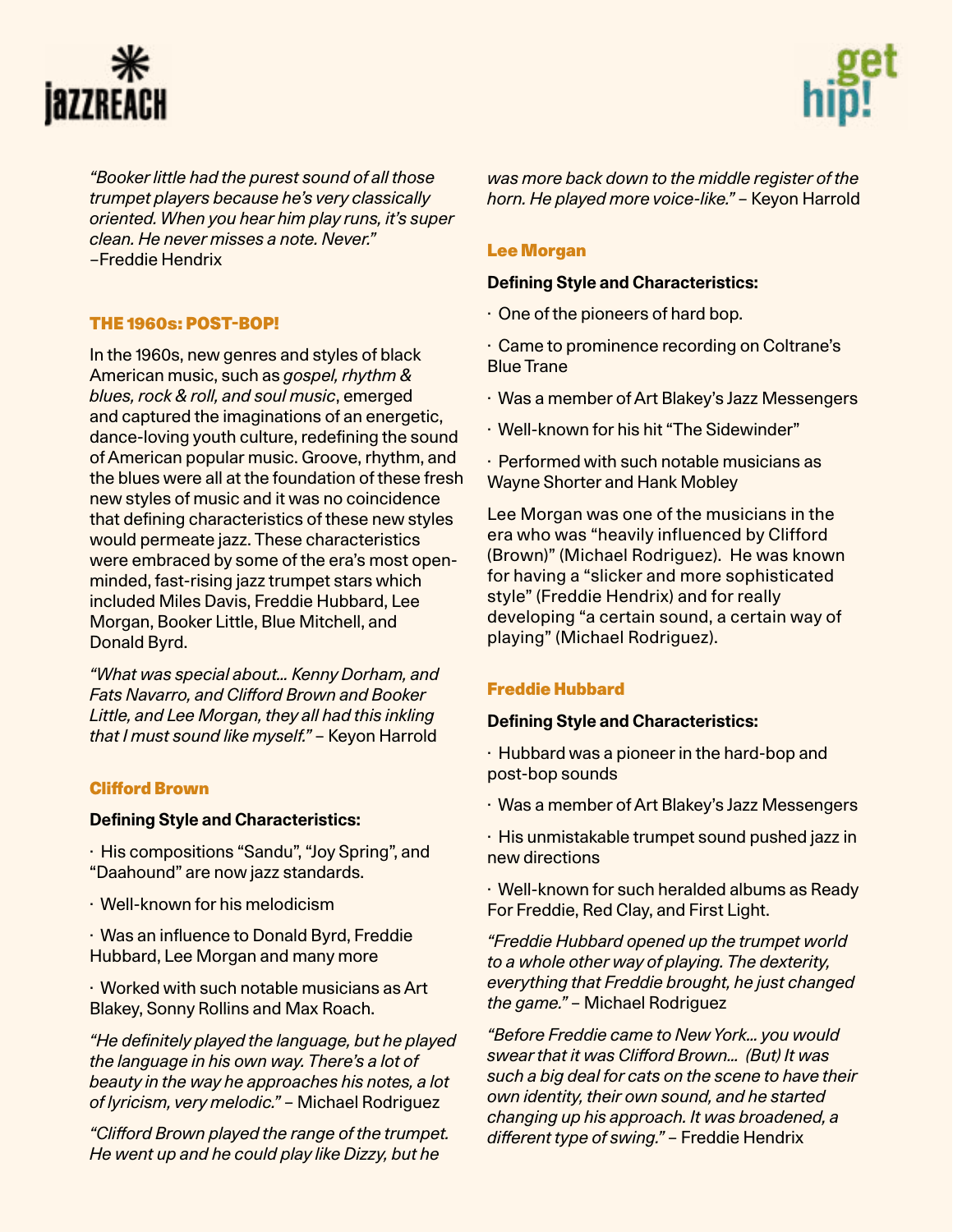*"Booker little had the purest sound of all those trumpet players because he's very classically oriented. When you hear him play runs, it's super clean. He never misses a note. Never."* –Freddie Hendrix

## THE 1960s: POST-BOP!

In the 1960s, new genres and styles of black American music, such as *gospel, rhythm & blues, rock & roll, and soul music*, emerged and captured the imaginations of an energetic, dance-loving youth culture, redefining the sound of American popular music. Groove, rhythm, and the blues were all at the foundation of these fresh new styles of music and it was no coincidence that defining characteristics of these new styles would permeate jazz. These characteristics were embraced by some of the era's most open-minded, fast-rising jazz trumpet stars which included Miles Davis, Freddie Hubbard, Lee Morgan, Booker Little, Blue Mitchell, and Donald Byrd.

*"What was special about... Kenny Dorham, and Fats Navarro, and Clifford Brown and Booker Little, and Lee Morgan, they all had this inkling that I must sound like myself."* – Keyon Harrold

### Clifford Brown

**Defining Style and Characteristics:**

· His compositions "Sandu", "Joy Spring", and "Daahound" are now jazz standards.

· Well-known for his melodicism

· Was an influence to Donald Byrd, Freddie Hubbard, Lee Morgan and many more

· Worked with such notable musicians as Art Blakey, Sonny Rollins and Max Roach.

*"He definitely played the language, but he played the language in his own way. There's a lot of beauty in the way he approaches his notes, a lot of lyricism, very melodic."* – Michael Rodriguez

*"Clifford Brown played the range of the trumpet. He went up and he could play like Dizzy, but he was more back down to the middle register of the horn. He played more voice-like."* – Keyon Harrold

### Lee Morgan

**Defining Style and Characteristics:**

· One of the pioneers of hard bop.

· Came to prominence recording on Coltrane's Blue Trane

· Was a member of Art Blakey's Jazz Messengers

· Well-known for his hit "The Sidewinder"

· Performed with such notable musicians as Wayne Shorter and Hank Mobley

Lee Morgan was one of the musicians in the era who was "heavily influenced by Clifford (Brown)" (Michael Rodriguez). He was known for having a "slicker and more sophisticated style" (Freddie Hendrix) and for really developing "a certain sound, a certain way of playing" (Michael Rodriguez).

### Freddie Hubbard

**Defining Style and Characteristics:**

· Hubbard was a pioneer in the hard-bop and post-bop sounds

· Was a member of Art Blakey's Jazz Messengers

· His unmistakable trumpet sound pushed jazz in new directions

· Well-known for such heralded albums as Ready For Freddie, Red Clay, and First Light.

*"Freddie Hubbard opened up the trumpet world to a whole other way of playing. The dexterity, everything that Freddie brought, he just changed the game."* – Michael Rodriguez

*"Before Freddie came to New York... you would swear that it was Clifford Brown... (But) It was such a big deal for cats on the scene to have their own identity, their own sound, and he started changing up his approach. It was broadened, a different type of swing."* – Freddie Hendrix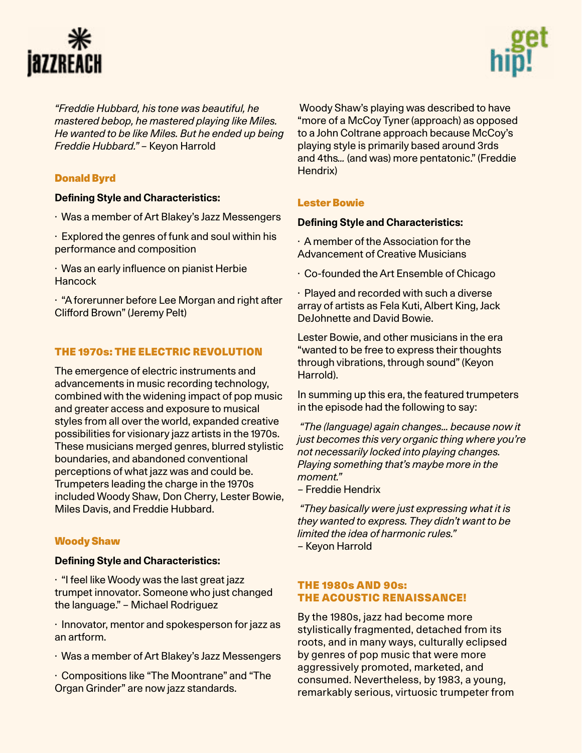*"Freddie Hubbard, his tone was beautiful, he mastered bebop, he mastered playing like Miles. He wanted to be like Miles. But he ended up being Freddie Hubbard."* – Keyon Harrold

### Donald Byrd

**Defining Style and Characteristics:**

· Was a member of Art Blakey's Jazz Messengers

· Explored the genres of funk and soul within his performance and composition

· Was an early influence on pianist Herbie Hancock

· "A forerunner before Lee Morgan and right after Clifford Brown" (Jeremy Pelt)

## THE 1970s: THE ELECTRIC REVOLUTION

The emergence of electric instruments and advancements in music recording technology, combined with the widening impact of pop music and greater access and exposure to musical styles from all over the world, expanded creative possibilities for visionary jazz artists in the 1970s. These musicians merged genres, blurred stylistic boundaries, and abandoned conventional perceptions of what jazz was and could be. Trumpeters leading the charge in the 1970s included Woody Shaw, Don Cherry, Lester Bowie, Miles Davis, and Freddie Hubbard.

### Woody Shaw

**Defining Style and Characteristics:**

· "I feel like Woody was the last great jazz trumpet innovator. Someone who just changed the language." – Michael Rodriguez

· Innovator, mentor and spokesperson for jazz as an artform.

· Was a member of Art Blakey's Jazz Messengers

· Compositions like "The Moontrane" and "The Organ Grinder" are now jazz standards.

Woody Shaw's playing was described to have "more of a McCoy Tyner (approach) as opposed to a John Coltrane approach because McCoy's playing style is primarily based around 3rds and 4ths… (and was) more pentatonic." (Freddie Hendrix)

### Lester Bowie

**Defining Style and Characteristics:**

· A member of the Association for the Advancement of Creative Musicians

· Co-founded the Art Ensemble of Chicago

· Played and recorded with such a diverse array of artists as Fela Kuti, Albert King, Jack DeJohnette and David Bowie.

Lester Bowie, and other musicians in the era "wanted to be free to express their thoughts through vibrations, through sound" (Keyon Harrold).

In summing up this era, the featured trumpeters in the episode had the following to say:

*"The (language) again changes… because now it just becomes this very organic thing where you're not necessarily locked into playing changes. Playing something that's maybe more in the moment."*
– Freddie Hendrix

*"They basically were just expressing what it is they wanted to express. They didn't want to be limited the idea of harmonic rules."*
– Keyon Harrold

## THE 1980s AND 90s: THE ACOUSTIC RENAISSANCE!

By the 1980s, jazz had become more stylistically fragmented, detached from its roots, and in many ways, culturally eclipsed by genres of pop music that were more aggressively promoted, marketed, and consumed. Nevertheless, by 1983, a young, remarkably serious, virtuosic trumpeter from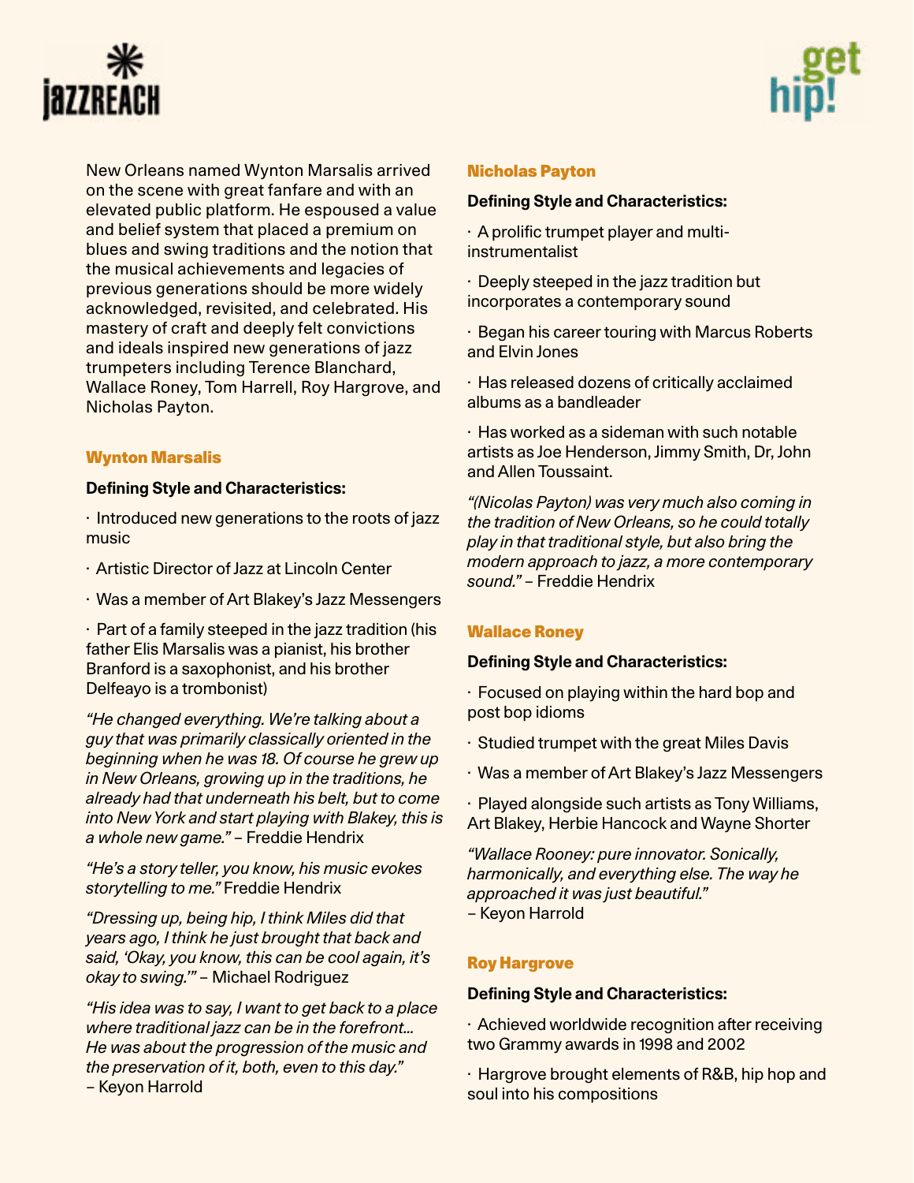New Orleans named Wynton Marsalis arrived on the scene with great fanfare and with an elevated public platform. He espoused a value and belief system that placed a premium on blues and swing traditions and the notion that the musical achievements and legacies of previous generations should be more widely acknowledged, revisited, and celebrated. His mastery of craft and deeply felt convictions and ideals inspired new generations of jazz trumpeters including Terence Blanchard, Wallace Roney, Tom Harrell, Roy Hargrove, and Nicholas Payton.

## Wynton Marsalis

**Defining Style and Characteristics:**

· Introduced new generations to the roots of jazz music

· Artistic Director of Jazz at Lincoln Center

· Was a member of Art Blakey's Jazz Messengers

· Part of a family steeped in the jazz tradition (his father Elis Marsalis was a pianist, his brother Branford is a saxophonist, and his brother Delfeayo is a trombonist)

*"He changed everything. We're talking about a guy that was primarily classically oriented in the beginning when he was 18. Of course he grew up in New Orleans, growing up in the traditions, he already had that underneath his belt, but to come into New York and start playing with Blakey, this is a whole new game."* – Freddie Hendrix

*"He's a story teller, you know, his music evokes storytelling to me."* Freddie Hendrix

*"Dressing up, being hip, I think Miles did that years ago, I think he just brought that back and said, 'Okay, you know, this can be cool again, it's okay to swing.'"* – Michael Rodriguez

*"His idea was to say, I want to get back to a place where traditional jazz can be in the forefront... He was about the progression of the music and the preservation of it, both, even to this day."* – Keyon Harrold

## Nicholas Payton

**Defining Style and Characteristics:**

· A prolific trumpet player and multi-instrumentalist

· Deeply steeped in the jazz tradition but incorporates a contemporary sound

· Began his career touring with Marcus Roberts and Elvin Jones

· Has released dozens of critically acclaimed albums as a bandleader

· Has worked as a sideman with such notable artists as Joe Henderson, Jimmy Smith, Dr, John and Allen Toussaint.

*"(Nicolas Payton) was very much also coming in the tradition of New Orleans, so he could totally play in that traditional style, but also bring the modern approach to jazz, a more contemporary sound."* – Freddie Hendrix

## Wallace Roney

**Defining Style and Characteristics:**

· Focused on playing within the hard bop and post bop idioms

· Studied trumpet with the great Miles Davis

· Was a member of Art Blakey's Jazz Messengers

· Played alongside such artists as Tony Williams, Art Blakey, Herbie Hancock and Wayne Shorter

*"Wallace Rooney: pure innovator. Sonically, harmonically, and everything else. The way he approached it was just beautiful."* – Keyon Harrold

## Roy Hargrove

**Defining Style and Characteristics:**

· Achieved worldwide recognition after receiving two Grammy awards in 1998 and 2002

· Hargrove brought elements of R&B, hip hop and soul into his compositions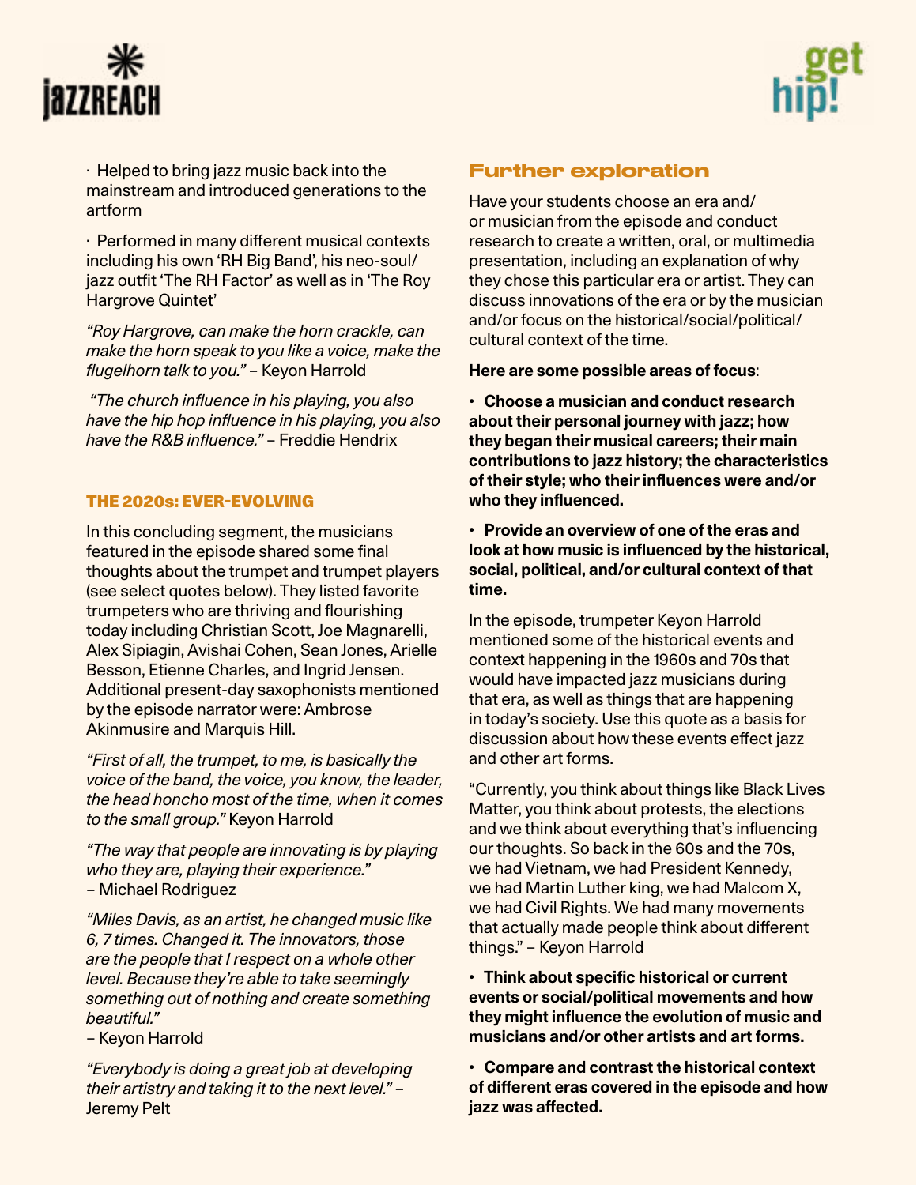· Helped to bring jazz music back into the mainstream and introduced generations to the artform

· Performed in many different musical contexts including his own 'RH Big Band', his neo-soul/ jazz outfit 'The RH Factor' as well as in 'The Roy Hargrove Quintet'

*"Roy Hargrove, can make the horn crackle, can make the horn speak to you like a voice, make the flugelhorn talk to you."* – Keyon Harrold

*"The church influence in his playing, you also have the hip hop influence in his playing, you also have the R&B influence."* – Freddie Hendrix

### THE 2020s: EVER-EVOLVING

In this concluding segment, the musicians featured in the episode shared some final thoughts about the trumpet and trumpet players (see select quotes below). They listed favorite trumpeters who are thriving and flourishing today including Christian Scott, Joe Magnarelli, Alex Sipiagin, Avishai Cohen, Sean Jones, Arielle Besson, Etienne Charles, and Ingrid Jensen. Additional present-day saxophonists mentioned by the episode narrator were: Ambrose Akinmusire and Marquis Hill.

*"First of all, the trumpet, to me, is basically the voice of the band, the voice, you know, the leader, the head honcho most of the time, when it comes to the small group."* Keyon Harrold

*"The way that people are innovating is by playing who they are, playing their experience."* – Michael Rodriguez

*"Miles Davis, as an artist, he changed music like 6, 7 times. Changed it. The innovators, those are the people that I respect on a whole other level. Because they're able to take seemingly something out of nothing and create something beautiful."* – Keyon Harrold

*"Everybody is doing a great job at developing their artistry and taking it to the next level."* – Jeremy Pelt

## Further exploration

Have your students choose an era and/ or musician from the episode and conduct research to create a written, oral, or multimedia presentation, including an explanation of why they chose this particular era or artist. They can discuss innovations of the era or by the musician and/or focus on the historical/social/political/ cultural context of the time.

**Here are some possible areas of focus**:

- **Choose a musician and conduct research about their personal journey with jazz; how they began their musical careers; their main contributions to jazz history; the characteristics of their style; who their influences were and/or who they influenced.**
- **Provide an overview of one of the eras and look at how music is influenced by the historical, social, political, and/or cultural context of that time.**

In the episode, trumpeter Keyon Harrold mentioned some of the historical events and context happening in the 1960s and 70s that would have impacted jazz musicians during that era, as well as things that are happening in today's society. Use this quote as a basis for discussion about how these events effect jazz and other art forms.

"Currently, you think about things like Black Lives Matter, you think about protests, the elections and we think about everything that's influencing our thoughts. So back in the 60s and the 70s, we had Vietnam, we had President Kennedy, we had Martin Luther king, we had Malcom X, we had Civil Rights. We had many movements that actually made people think about different things." – Keyon Harrold

- **Think about specific historical or current events or social/political movements and how they might influence the evolution of music and musicians and/or other artists and art forms.**
- **Compare and contrast the historical context of different eras covered in the episode and how jazz was affected.**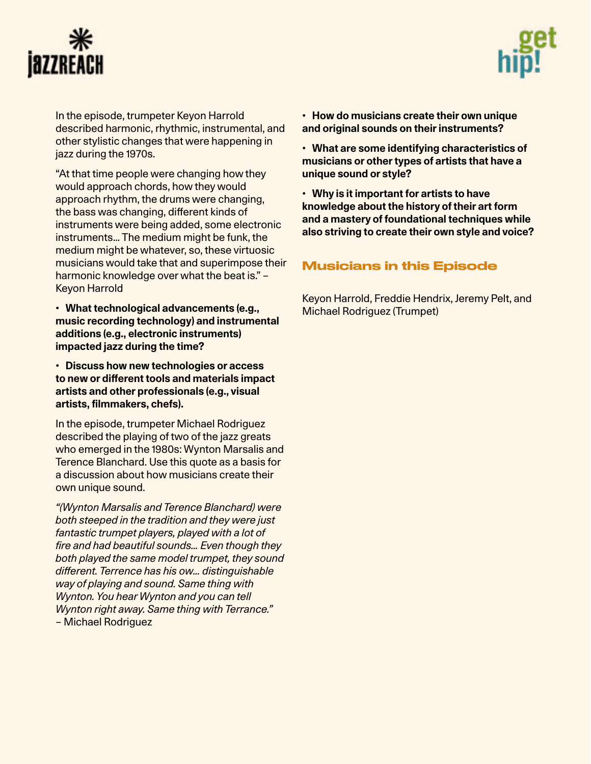In the episode, trumpeter Keyon Harrold described harmonic, rhythmic, instrumental, and other stylistic changes that were happening in jazz during the 1970s.

"At that time people were changing how they would approach chords, how they would approach rhythm, the drums were changing, the bass was changing, different kinds of instruments were being added, some electronic instruments... The medium might be funk, the medium might be whatever, so, these virtuosic musicians would take that and superimpose their harmonic knowledge over what the beat is." – Keyon Harrold

- **What technological advancements (e.g., music recording technology) and instrumental additions (e.g., electronic instruments) impacted jazz during the time?**
- **Discuss how new technologies or access to new or different tools and materials impact artists and other professionals (e.g., visual artists, filmmakers, chefs).**

In the episode, trumpeter Michael Rodriguez described the playing of two of the jazz greats who emerged in the 1980s: Wynton Marsalis and Terence Blanchard. Use this quote as a basis for a discussion about how musicians create their own unique sound.

*"(Wynton Marsalis and Terence Blanchard) were both steeped in the tradition and they were just fantastic trumpet players, played with a lot of fire and had beautiful sounds... Even though they both played the same model trumpet, they sound different. Terrence has his ow... distinguishable way of playing and sound. Same thing with Wynton. You hear Wynton and you can tell Wynton right away. Same thing with Terrance."* – Michael Rodriguez

- **How do musicians create their own unique and original sounds on their instruments?**
- **What are some identifying characteristics of musicians or other types of artists that have a unique sound or style?**
- **Why is it important for artists to have knowledge about the history of their art form and a mastery of foundational techniques while also striving to create their own style and voice?**

## Musicians in this Episode

Keyon Harrold, Freddie Hendrix, Jeremy Pelt, and Michael Rodriguez (Trumpet)